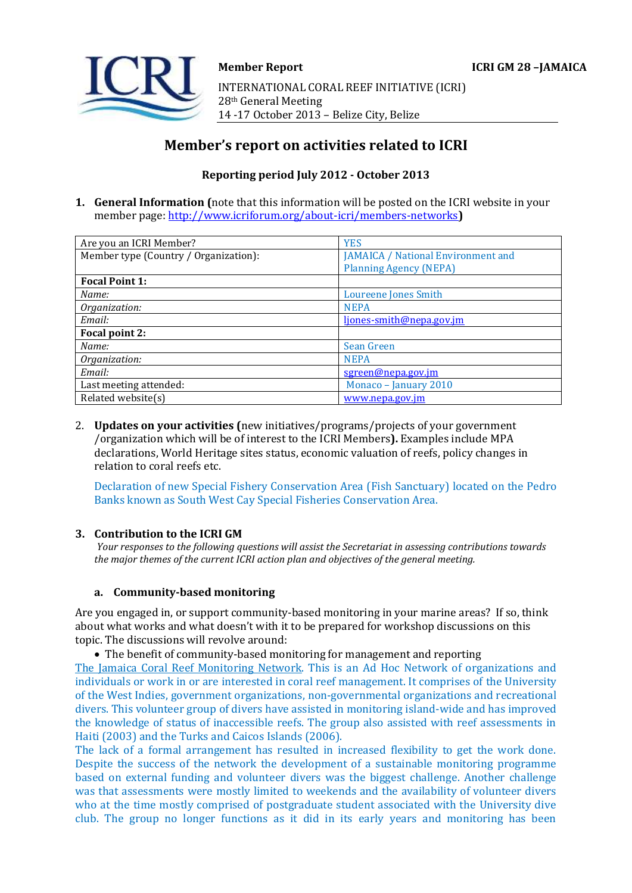**Member Report** **ICRI GM 28 –JAMAICA**

INTERNATIONAL CORAL REEF INITIATIVE (ICRI)
28th General Meeting
14 -17 October 2013 – Belize City, Belize

# Member's report on activities related to ICRI

**Reporting period July 2012 - October 2013**

1. **General Information (**note that this information will be posted on the ICRI website in your member page: http://www.icriforum.org/about-icri/members-networks**)**

| Are you an ICRI Member? | YES |
|---|---|
| Member type (Country / Organization): | JAMAICA / National Environment and Planning Agency (NEPA) |
| **Focal Point 1:** | |
| *Name:* | Loureene Jones Smith |
| *Organization:* | NEPA |
| *Email:* | ljones-smith@nepa.gov.jm |
| **Focal point 2:** | |
| *Name:* | Sean Green |
| *Organization:* | NEPA |
| *Email:* | sgreen@nepa.gov.jm |
| Last meeting attended: | Monaco – January 2010 |
| Related website(s) | www.nepa.gov.jm |

2. **Updates on your activities (**new initiatives/programs/projects of your government /organization which will be of interest to the ICRI Members**).** Examples include MPA declarations, World Heritage sites status, economic valuation of reefs, policy changes in relation to coral reefs etc.

Declaration of new Special Fishery Conservation Area (Fish Sanctuary) located on the Pedro Banks known as South West Cay Special Fisheries Conservation Area.

3. **Contribution to the ICRI GM**

*Your responses to the following questions will assist the Secretariat in assessing contributions towards the major themes of the current ICRI action plan and objectives of the general meeting.*

### a. Community-based monitoring

Are you engaged in, or support community-based monitoring in your marine areas? If so, think about what works and what doesn't with it to be prepared for workshop discussions on this topic. The discussions will revolve around:

- The benefit of community-based monitoring for management and reporting

The Jamaica Coral Reef Monitoring Network. This is an Ad Hoc Network of organizations and individuals or work in or are interested in coral reef management. It comprises of the University of the West Indies, government organizations, non-governmental organizations and recreational divers. This volunteer group of divers have assisted in monitoring island-wide and has improved the knowledge of status of inaccessible reefs. The group also assisted with reef assessments in Haiti (2003) and the Turks and Caicos Islands (2006).
The lack of a formal arrangement has resulted in increased flexibility to get the work done. Despite the success of the network the development of a sustainable monitoring programme based on external funding and volunteer divers was the biggest challenge. Another challenge was that assessments were mostly limited to weekends and the availability of volunteer divers who at the time mostly comprised of postgraduate student associated with the University dive club. The group no longer functions as it did in its early years and monitoring has been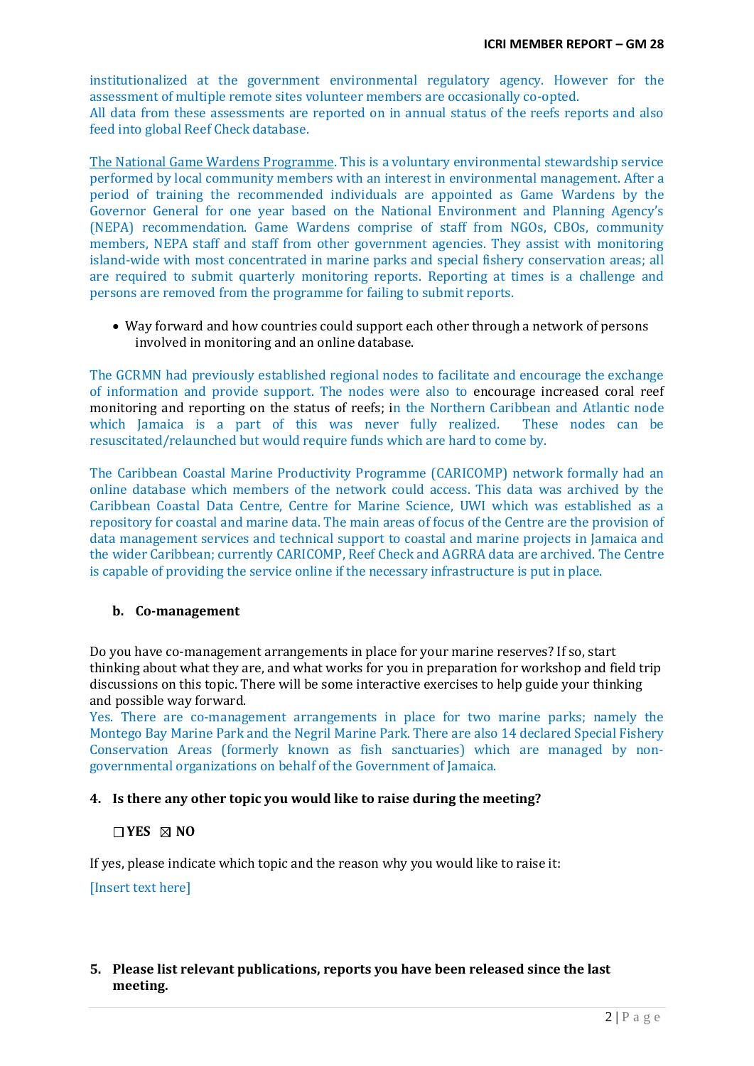institutionalized at the government environmental regulatory agency. However for the assessment of multiple remote sites volunteer members are occasionally co-opted.
All data from these assessments are reported on in annual status of the reefs reports and also feed into global Reef Check database.

The National Game Wardens Programme. This is a voluntary environmental stewardship service performed by local community members with an interest in environmental management. After a period of training the recommended individuals are appointed as Game Wardens by the Governor General for one year based on the National Environment and Planning Agency's (NEPA) recommendation. Game Wardens comprise of staff from NGOs, CBOs, community members, NEPA staff and staff from other government agencies. They assist with monitoring island-wide with most concentrated in marine parks and special fishery conservation areas; all are required to submit quarterly monitoring reports. Reporting at times is a challenge and persons are removed from the programme for failing to submit reports.

- Way forward and how countries could support each other through a network of persons involved in monitoring and an online database.

The GCRMN had previously established regional nodes to facilitate and encourage the exchange of information and provide support. The nodes were also to encourage increased coral reef monitoring and reporting on the status of reefs; in the Northern Caribbean and Atlantic node which Jamaica is a part of this was never fully realized. These nodes can be resuscitated/relaunched but would require funds which are hard to come by.

The Caribbean Coastal Marine Productivity Programme (CARICOMP) network formally had an online database which members of the network could access. This data was archived by the Caribbean Coastal Data Centre, Centre for Marine Science, UWI which was established as a repository for coastal and marine data. The main areas of focus of the Centre are the provision of data management services and technical support to coastal and marine projects in Jamaica and the wider Caribbean; currently CARICOMP, Reef Check and AGRRA data are archived. The Centre is capable of providing the service online if the necessary infrastructure is put in place.

### b. Co-management

Do you have co-management arrangements in place for your marine reserves? If so, start thinking about what they are, and what works for you in preparation for workshop and field trip discussions on this topic. There will be some interactive exercises to help guide your thinking and possible way forward.
Yes. There are co-management arrangements in place for two marine parks; namely the Montego Bay Marine Park and the Negril Marine Park. There are also 14 declared Special Fishery Conservation Areas (formerly known as fish sanctuaries) which are managed by non-governmental organizations on behalf of the Government of Jamaica.

### 4. Is there any other topic you would like to raise during the meeting?

☐ **YES** ☒ **NO**

If yes, please indicate which topic and the reason why you would like to raise it:

[Insert text here]

### 5. Please list relevant publications, reports you have been released since the last meeting.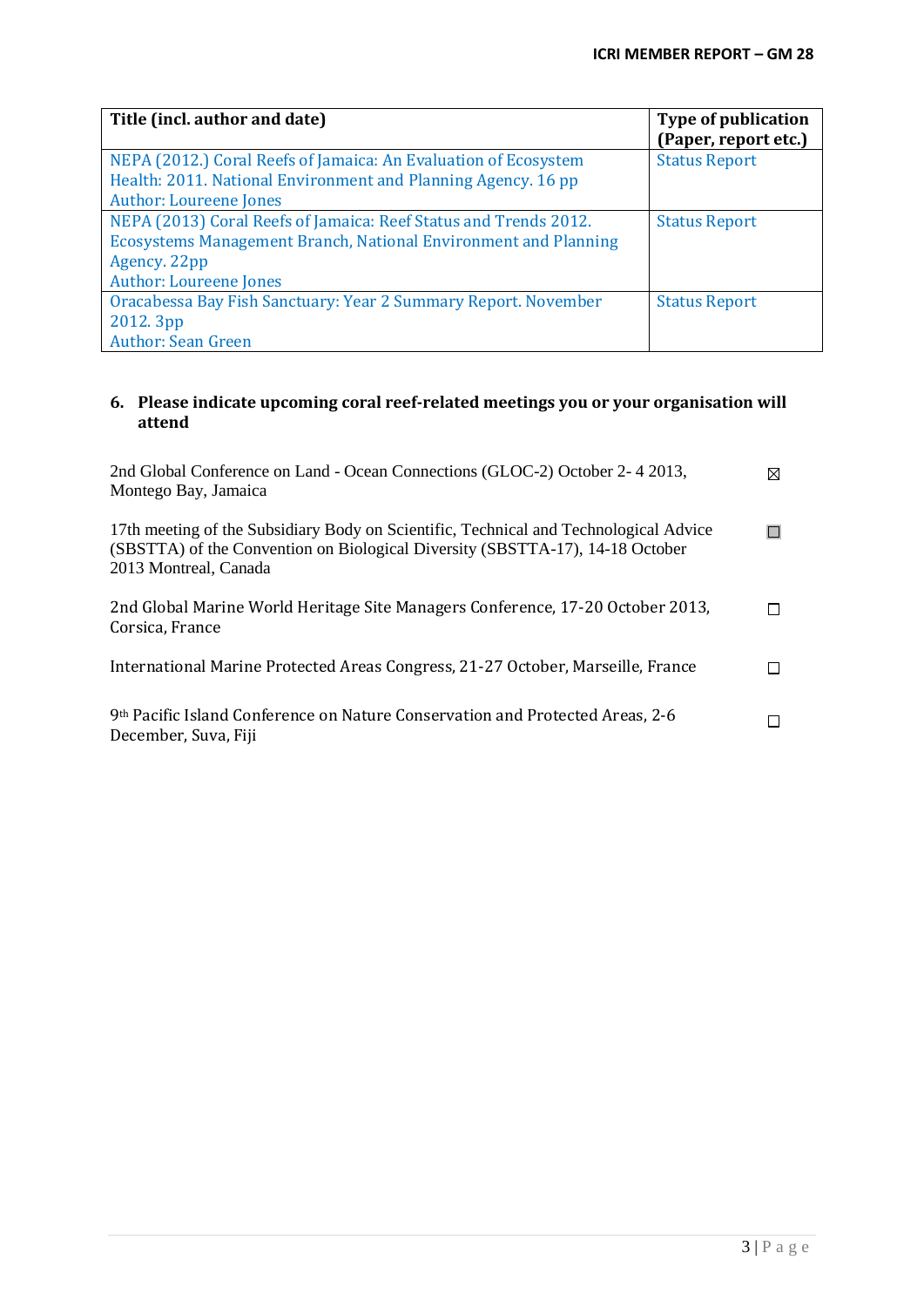| Title (incl. author and date) | Type of publication (Paper, report etc.) |
|---|---|
| NEPA (2012.) Coral Reefs of Jamaica: An Evaluation of Ecosystem Health: 2011. National Environment and Planning Agency. 16 pp Author: Loureene Jones | Status Report |
| NEPA (2013) Coral Reefs of Jamaica: Reef Status and Trends 2012. Ecosystems Management Branch, National Environment and Planning Agency. 22pp Author: Loureene Jones | Status Report |
| Oracabessa Bay Fish Sanctuary: Year 2 Summary Report. November 2012. 3pp Author: Sean Green | Status Report |

**6. Please indicate upcoming coral reef-related meetings you or your organisation will attend**

- [x] 2nd Global Conference on Land - Ocean Connections (GLOC-2) October 2- 4 2013, Montego Bay, Jamaica
- [ ] 17th meeting of the Subsidiary Body on Scientific, Technical and Technological Advice (SBSTTA) of the Convention on Biological Diversity (SBSTTA-17), 14-18 October 2013 Montreal, Canada
- [ ] 2nd Global Marine World Heritage Site Managers Conference, 17-20 October 2013, Corsica, France
- [ ] International Marine Protected Areas Congress, 21-27 October, Marseille, France
- [ ] 9th Pacific Island Conference on Nature Conservation and Protected Areas, 2-6 December, Suva, Fiji